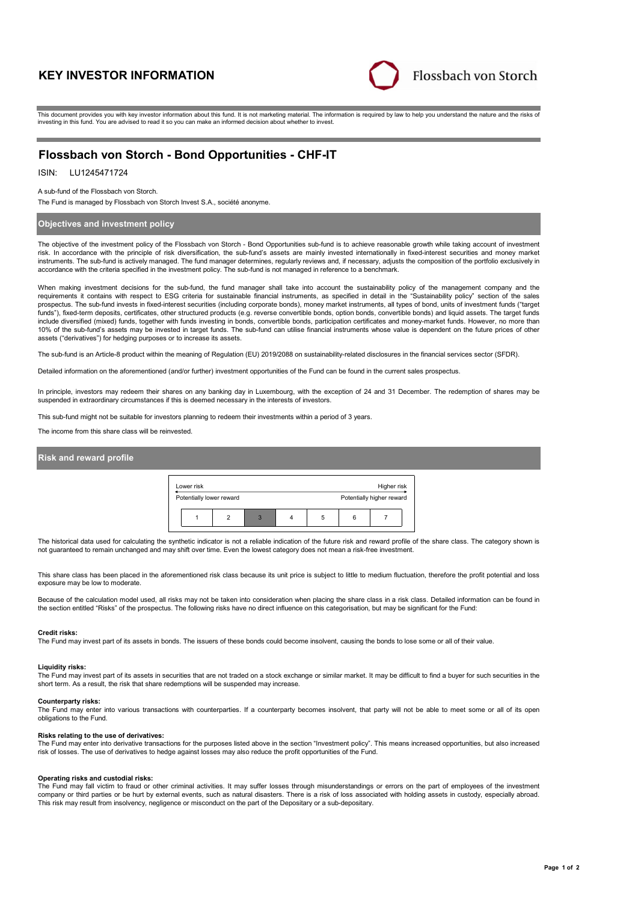# KEY INVESTOR INFORMATION

Flossbach von Storch

This document provides you with key investor information about this fund. It is not marketing material. The information is required by law to help you understand the nature and the risks of investing in this fund. You are advised to read it so you can make an informed decision about whether to invest.

## Flossbach von Storch - Bond Opportunities - CHF-IT

ISIN: LU1245471724

A sub-fund of the Flossbach von Storch.

The Fund is managed by Flossbach von Storch Invest S.A., société anonyme.

### Objectives and investment policy

The objective of the investment policy of the Flossbach von Storch - Bond Opportunities sub-fund is to achieve reasonable growth while taking account of investment risk. In accordance with the principle of risk diversification, the sub-fund's assets are mainly invested internationally in fixed-interest securities and money market instruments. The sub-fund is actively managed. The fund manager determines, regularly reviews and, if necessary, adjusts the composition of the portfolio exclusively in accordance with the criteria specified in the investment policy. The sub-fund is not managed in reference to a benchmark.

When making investment decisions for the sub-fund, the fund manager shall take into account the sustainability policy of the management company and the requirements it contains with respect to ESG criteria for sustainable financial instruments, as specified in detail in the "Sustainability policy" section of the sales prospectus. The sub-fund invests in fixed-interest securities (including corporate bonds), money market instruments, all types of bond, units of investment funds ("target funds"), fixed-term deposits, certificates, other structured products (e.g. reverse convertible bonds, option bonds, convertible bonds) and liquid assets. The target funds include diversified (mixed) funds, together with funds investing in bonds, convertible bonds, participation certificates and money-market funds. However, no more than 10% of the sub-fund's assets may be invested in target funds. The sub-fund can utilise financial instruments whose value is dependent on the future prices of other assets ("derivatives") for hedging purposes or to increase its assets.

The sub-fund is an Article-8 product within the meaning of Regulation (EU) 2019/2088 on sustainability-related disclosures in the financial services sector (SFDR).

Detailed information on the aforementioned (and/or further) investment opportunities of the Fund can be found in the current sales prospectus.

In principle, investors may redeem their shares on any banking day in Luxembourg, with the exception of 24 and 31 December. The redemption of shares may be suspended in extraordinary circumstances if this is deemed necessary in the interests of investors.

This sub-fund might not be suitable for investors planning to redeem their investments within a period of 3 years.

The income from this share class will be reinvested.

### Risk and reward profile

| Lower risk | | | | | | Higher risk |
|---|---|---|---|---|---|---|
| Potentially lower reward | | | | | | Potentially higher reward |
| 1 | 2 | **3** | 4 | 5 | 6 | 7 |

The historical data used for calculating the synthetic indicator is not a reliable indication of the future risk and reward profile of the share class. The category shown is not guaranteed to remain unchanged and may shift over time. Even the lowest category does not mean a risk-free investment.

This share class has been placed in the aforementioned risk class because its unit price is subject to little to medium fluctuation, therefore the profit potential and loss exposure may be low to moderate.

Because of the calculation model used, all risks may not be taken into consideration when placing the share class in a risk class. Detailed information can be found in the section entitled "Risks" of the prospectus. The following risks have no direct influence on this categorisation, but may be significant for the Fund:

**Credit risks:**
The Fund may invest part of its assets in bonds. The issuers of these bonds could become insolvent, causing the bonds to lose some or all of their value.

**Liquidity risks:**
The Fund may invest part of its assets in securities that are not traded on a stock exchange or similar market. It may be difficult to find a buyer for such securities in the short term. As a result, the risk that share redemptions will be suspended may increase.

**Counterparty risks:**
The Fund may enter into various transactions with counterparties. If a counterparty becomes insolvent, that party will not be able to meet some or all of its open obligations to the Fund.

**Risks relating to the use of derivatives:**
The Fund may enter into derivative transactions for the purposes listed above in the section "Investment policy". This means increased opportunities, but also increased risk of losses. The use of derivatives to hedge against losses may also reduce the profit opportunities of the Fund.

**Operating risks and custodial risks:**
The Fund may fall victim to fraud or other criminal activities. It may suffer losses through misunderstandings or errors on the part of employees of the investment company or third parties or be hurt by external events, such as natural disasters. There is a risk of loss associated with holding assets in custody, especially abroad. This risk may result from insolvency, negligence or misconduct on the part of the Depositary or a sub-depositary.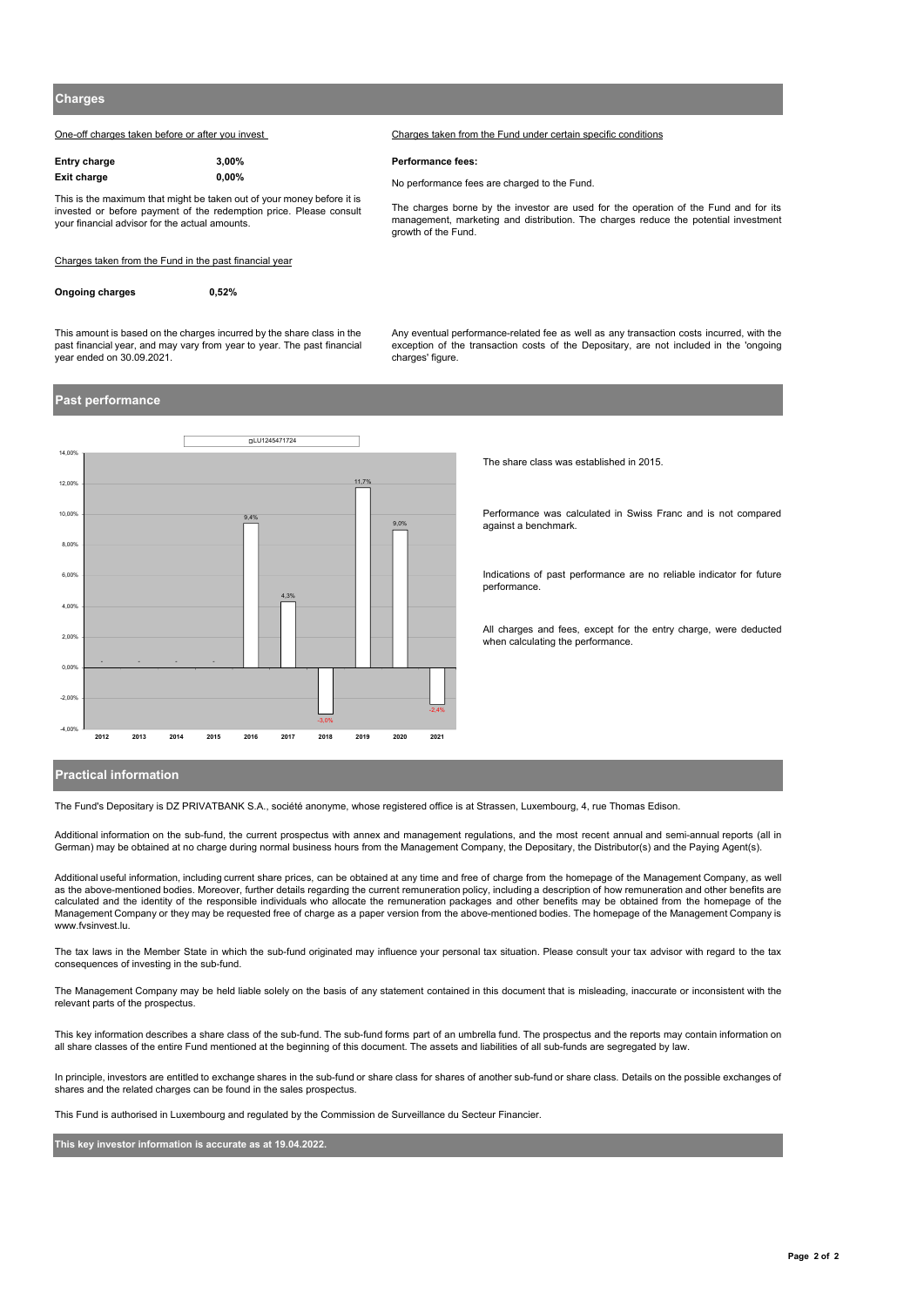## Charges

One-off charges taken before or after you invest

| | |
|---|---|
| **Entry charge** | **3,00%** |
| **Exit charge** | **0,00%** |

This is the maximum that might be taken out of your money before it is invested or before payment of the redemption price. Please consult your financial advisor for the actual amounts.

Charges taken from the Fund in the past financial year

| | |
|---|---|
| **Ongoing charges** | **0,52%** |

This amount is based on the charges incurred by the share class in the past financial year, and may vary from year to year. The past financial year ended on 30.09.2021.

Charges taken from the Fund under certain specific conditions

**Performance fees:**

No performance fees are charged to the Fund.

The charges borne by the investor are used for the operation of the Fund and for its management, marketing and distribution. The charges reduce the potential investment growth of the Fund.

Any eventual performance-related fee as well as any transaction costs incurred, with the exception of the transaction costs of the Depositary, are not included in the 'ongoing charges' figure.

## Past performance

LU1245471724

14,00%
12,00%
10,00%
8,00%
6,00%
4,00%
2,00%
0,00%
-2,00%
-4,00%

2012: -
2013: -
2014: -
2015: -
2016: 9,4%
2017: 4,3%
2018: -3,0%
2019: 11,7%
2020: 9,0%
2021: -2,4%

The share class was established in 2015.

Performance was calculated in Swiss Franc and is not compared against a benchmark.

Indications of past performance are no reliable indicator for future performance.

All charges and fees, except for the entry charge, were deducted when calculating the performance.

## Practical information

The Fund's Depositary is DZ PRIVATBANK S.A., société anonyme, whose registered office is at Strassen, Luxembourg, 4, rue Thomas Edison.

Additional information on the sub-fund, the current prospectus with annex and management regulations, and the most recent annual and semi-annual reports (all in German) may be obtained at no charge during normal business hours from the Management Company, the Depositary, the Distributor(s) and the Paying Agent(s).

Additional useful information, including current share prices, can be obtained at any time and free of charge from the homepage of the Management Company, as well as the above-mentioned bodies. Moreover, further details regarding the current remuneration policy, including a description of how remuneration and other benefits are calculated and the identity of the responsible individuals who allocate the remuneration packages and other benefits may be obtained from the homepage of the Management Company or they may be requested free of charge as a paper version from the above-mentioned bodies. The homepage of the Management Company is www.fvsinvest.lu.

The tax laws in the Member State in which the sub-fund originated may influence your personal tax situation. Please consult your tax advisor with regard to the tax consequences of investing in the sub-fund.

The Management Company may be held liable solely on the basis of any statement contained in this document that is misleading, inaccurate or inconsistent with the relevant parts of the prospectus.

This key information describes a share class of the sub-fund. The sub-fund forms part of an umbrella fund. The prospectus and the reports may contain information on all share classes of the entire Fund mentioned at the beginning of this document. The assets and liabilities of all sub-funds are segregated by law.

In principle, investors are entitled to exchange shares in the sub-fund or share class for shares of another sub-fund or share class. Details on the possible exchanges of shares and the related charges can be found in the sales prospectus.

This Fund is authorised in Luxembourg and regulated by the Commission de Surveillance du Secteur Financier.

**This key investor information is accurate as at 19.04.2022.**